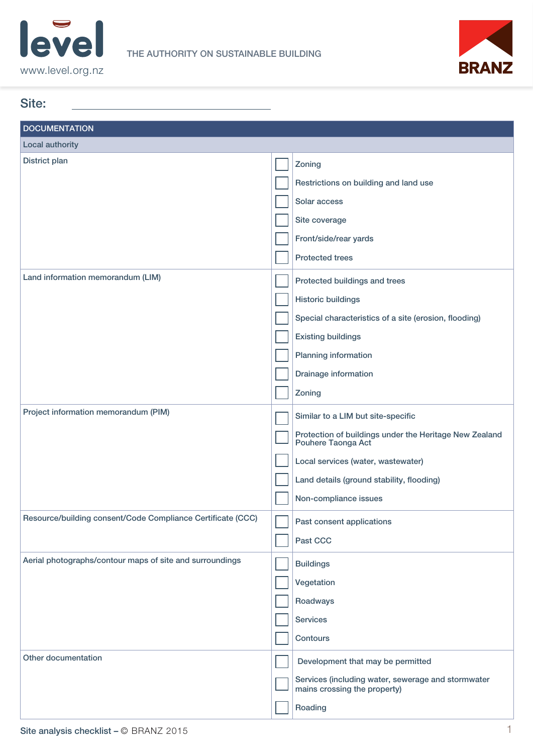level

www.level.org.nz

THE AUTHORITY ON SUSTAINABLE BUILDING

BRANZ

Site: ______________________________

| DOCUMENTATION | | |
|---|---|---|
| **Local authority** | | |
| District plan | ☐ | Zoning |
| | ☐ | Restrictions on building and land use |
| | ☐ | Solar access |
| | ☐ | Site coverage |
| | ☐ | Front/side/rear yards |
| | ☐ | Protected trees |
| Land information memorandum (LIM) | ☐ | Protected buildings and trees |
| | ☐ | Historic buildings |
| | ☐ | Special characteristics of a site (erosion, flooding) |
| | ☐ | Existing buildings |
| | ☐ | Planning information |
| | ☐ | Drainage information |
| | ☐ | Zoning |
| Project information memorandum (PIM) | ☐ | Similar to a LIM but site-specific |
| | ☐ | Protection of buildings under the Heritage New Zealand Pouhere Taonga Act |
| | ☐ | Local services (water, wastewater) |
| | ☐ | Land details (ground stability, flooding) |
| | ☐ | Non-compliance issues |
| Resource/building consent/Code Compliance Certificate (CCC) | ☐ | Past consent applications |
| | ☐ | Past CCC |
| Aerial photographs/contour maps of site and surroundings | ☐ | Buildings |
| | ☐ | Vegetation |
| | ☐ | Roadways |
| | ☐ | Services |
| | ☐ | Contours |
| Other documentation | ☐ | Development that may be permitted |
| | ☐ | Services (including water, sewerage and stormwater mains crossing the property) |
| | ☐ | Roading |

Site analysis checklist – © BRANZ 2015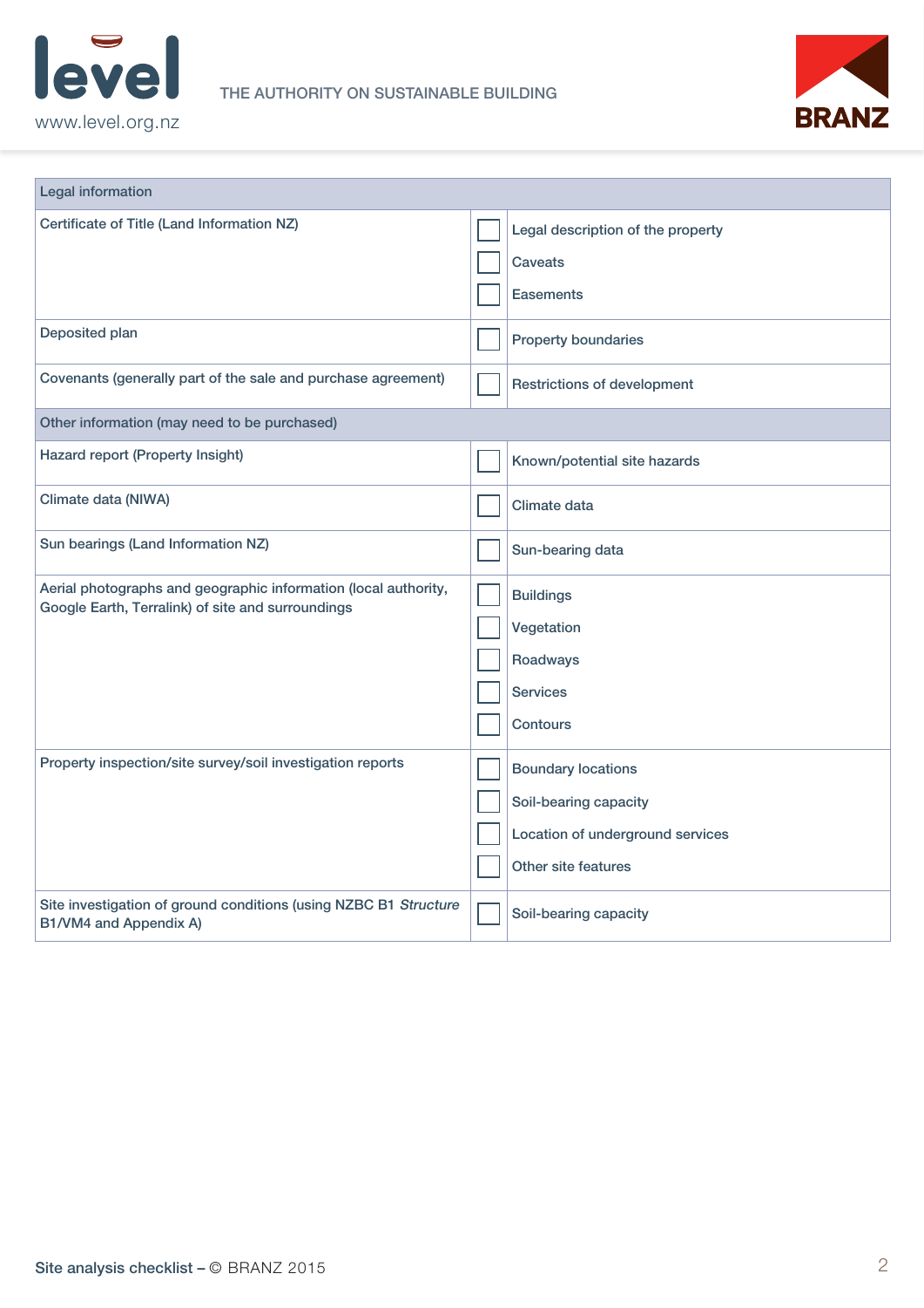| Legal information | | |
|---|---|---|
| Certificate of Title (Land Information NZ) | ☐ | Legal description of the property |
| | ☐ | Caveats |
| | ☐ | Easements |
| Deposited plan | ☐ | Property boundaries |
| Covenants (generally part of the sale and purchase agreement) | ☐ | Restrictions of development |
| **Other information (may need to be purchased)** | | |
| Hazard report (Property Insight) | ☐ | Known/potential site hazards |
| Climate data (NIWA) | ☐ | Climate data |
| Sun bearings (Land Information NZ) | ☐ | Sun-bearing data |
| Aerial photographs and geographic information (local authority, Google Earth, Terralink) of site and surroundings | ☐ | Buildings |
| | ☐ | Vegetation |
| | ☐ | Roadways |
| | ☐ | Services |
| | ☐ | Contours |
| Property inspection/site survey/soil investigation reports | ☐ | Boundary locations |
| | ☐ | Soil-bearing capacity |
| | ☐ | Location of underground services |
| | ☐ | Other site features |
| Site investigation of ground conditions (using NZBC B1 *Structure* B1/VM4 and Appendix A) | ☐ | Soil-bearing capacity |

Site analysis checklist – © BRANZ 2015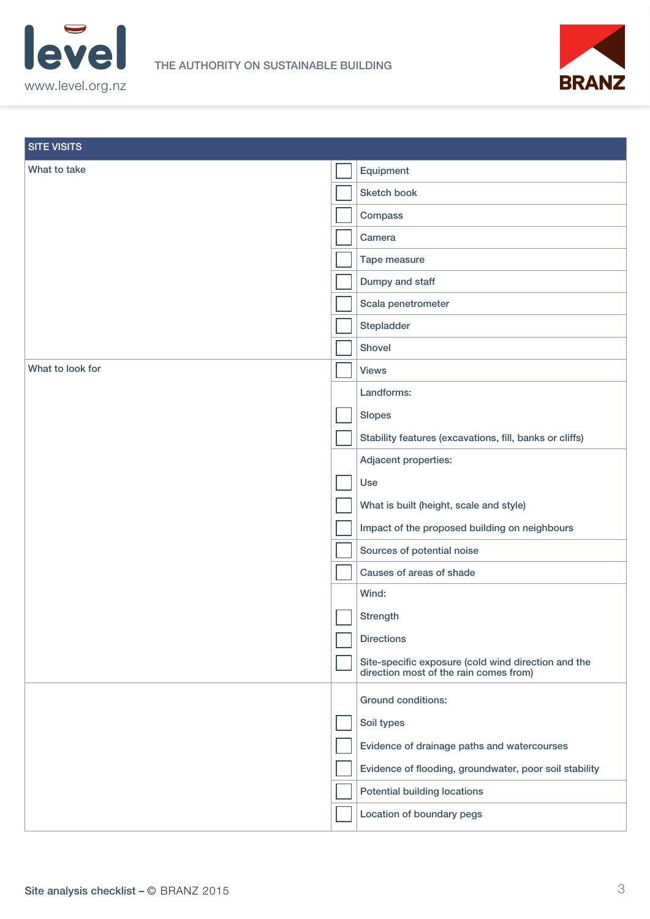| SITE VISITS | | |
|---|---|---|
| What to take | ☐ | Equipment |
| | ☐ | Sketch book |
| | ☐ | Compass |
| | ☐ | Camera |
| | ☐ | Tape measure |
| | ☐ | Dumpy and staff |
| | ☐ | Scala penetrometer |
| | ☐ | Stepladder |
| | ☐ | Shovel |
| What to look for | ☐ | Views |
| | | Landforms: |
| | ☐ | Slopes |
| | ☐ | Stability features (excavations, fill, banks or cliffs) |
| | | Adjacent properties: |
| | ☐ | Use |
| | ☐ | What is built (height, scale and style) |
| | ☐ | Impact of the proposed building on neighbours |
| | ☐ | Sources of potential noise |
| | ☐ | Causes of areas of shade |
| | | Wind: |
| | ☐ | Strength |
| | ☐ | Directions |
| | ☐ | Site-specific exposure (cold wind direction and the direction most of the rain comes from) |
| | | Ground conditions: |
| | ☐ | Soil types |
| | ☐ | Evidence of drainage paths and watercourses |
| | ☐ | Evidence of flooding, groundwater, poor soil stability |
| | ☐ | Potential building locations |
| | ☐ | Location of boundary pegs |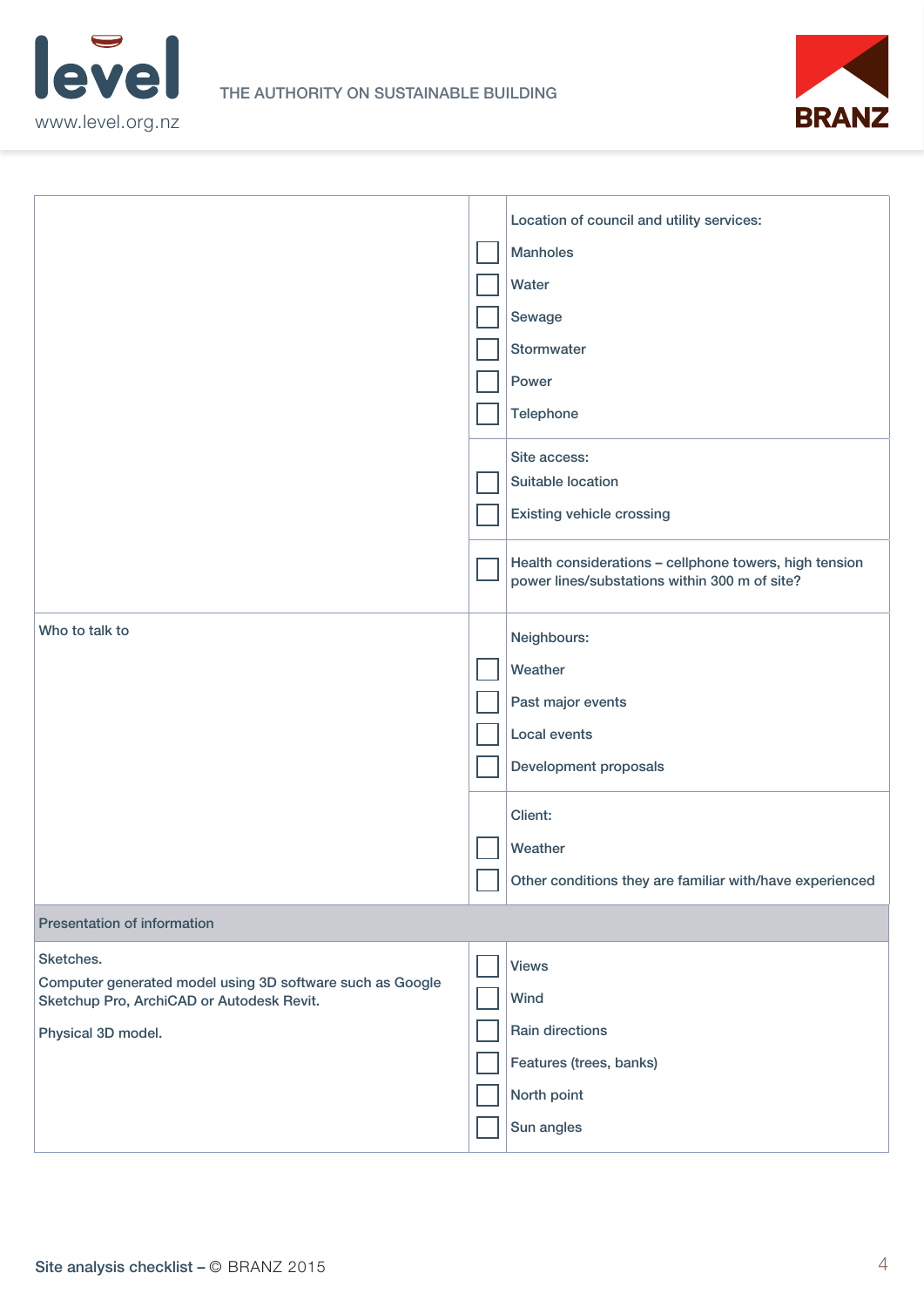| | | |
|---|---|---|
| | | Location of council and utility services: |
| | ☐ | Manholes |
| | ☐ | Water |
| | ☐ | Sewage |
| | ☐ | Stormwater |
| | ☐ | Power |
| | ☐ | Telephone |
| | | Site access: |
| | ☐ | Suitable location |
| | ☐ | Existing vehicle crossing |
| | ☐ | Health considerations – cellphone towers, high tension power lines/substations within 300 m of site? |
| Who to talk to | | Neighbours: |
| | ☐ | Weather |
| | ☐ | Past major events |
| | ☐ | Local events |
| | ☐ | Development proposals |
| | | Client: |
| | ☐ | Weather |
| | ☐ | Other conditions they are familiar with/have experienced |
| **Presentation of information** | | |
| Sketches. Computer generated model using 3D software such as Google Sketchup Pro, ArchiCAD or Autodesk Revit. Physical 3D model. | ☐ | Views |
| | ☐ | Wind |
| | ☐ | Rain directions |
| | ☐ | Features (trees, banks) |
| | ☐ | North point |
| | ☐ | Sun angles |